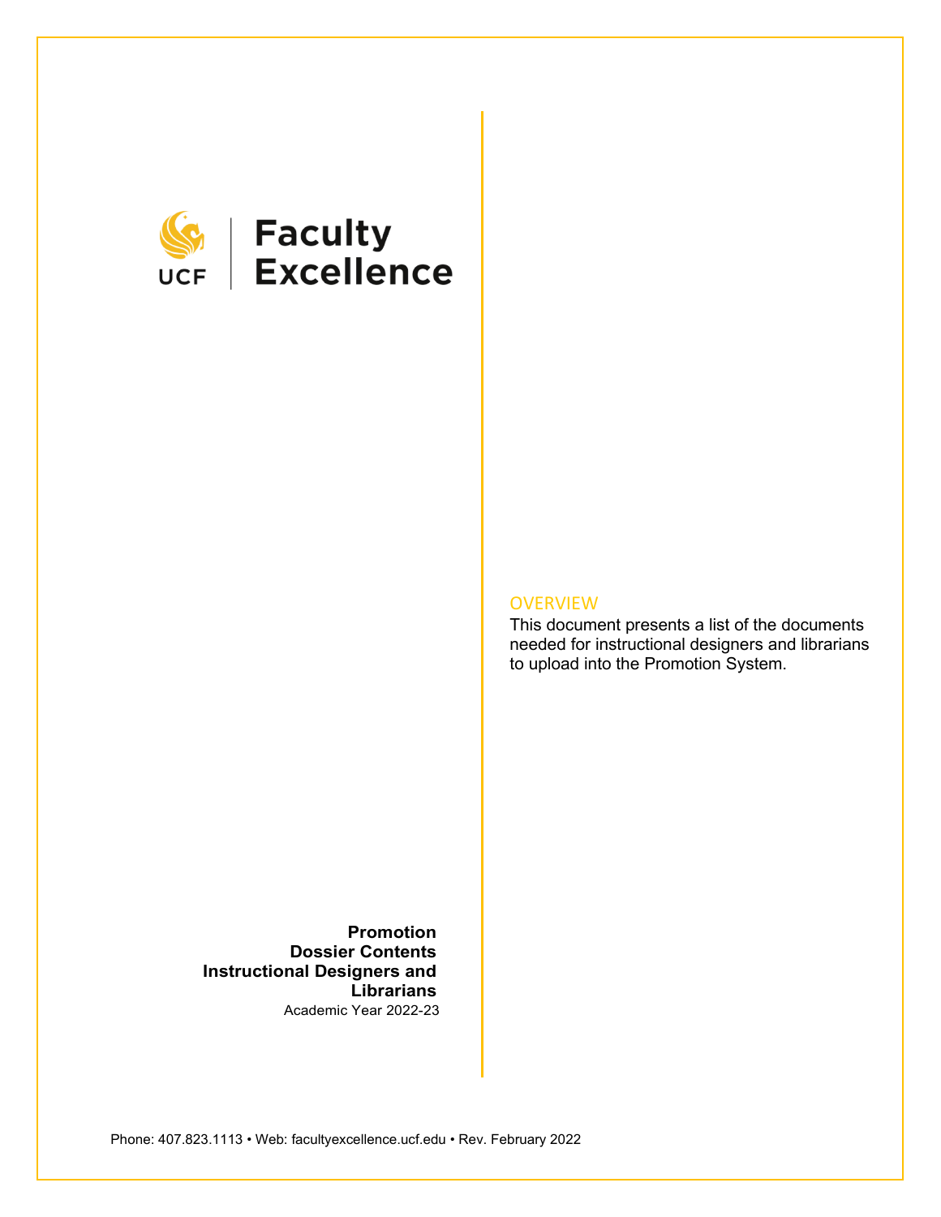UCF | Faculty Excellence

# Promotion Dossier Contents Instructional Designers and Librarians

Academic Year 2022-23

## OVERVIEW

This document presents a list of the documents needed for instructional designers and librarians to upload into the Promotion System.

Phone: 407.823.1113 • Web: facultyexcellence.ucf.edu • Rev. February 2022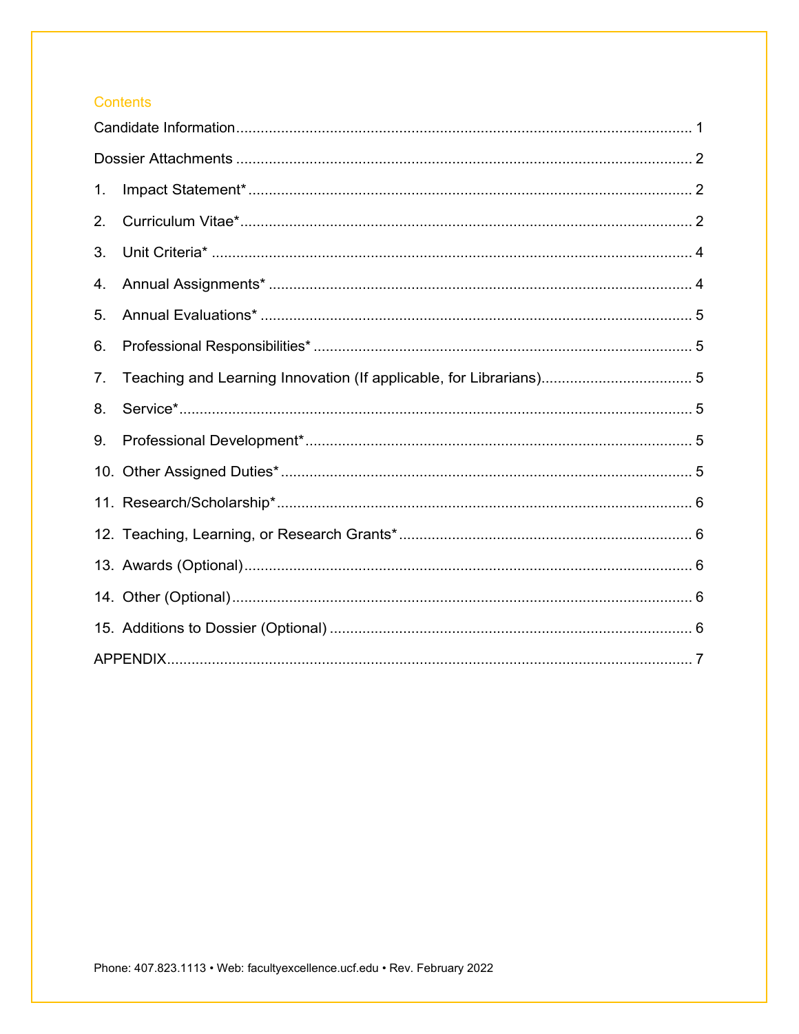## Contents

Candidate Information ........ 1

Dossier Attachments ........ 2

1. Impact Statement* ........ 2
2. Curriculum Vitae* ........ 2
3. Unit Criteria* ........ 4
4. Annual Assignments* ........ 4
5. Annual Evaluations* ........ 5
6. Professional Responsibilities* ........ 5
7. Teaching and Learning Innovation (If applicable, for Librarians) ........ 5
8. Service* ........ 5
9. Professional Development* ........ 5
10. Other Assigned Duties* ........ 5
11. Research/Scholarship* ........ 6
12. Teaching, Learning, or Research Grants* ........ 6
13. Awards (Optional) ........ 6
14. Other (Optional) ........ 6
15. Additions to Dossier (Optional) ........ 6

APPENDIX ........ 7

Phone: 407.823.1113 • Web: facultyexcellence.ucf.edu • Rev. February 2022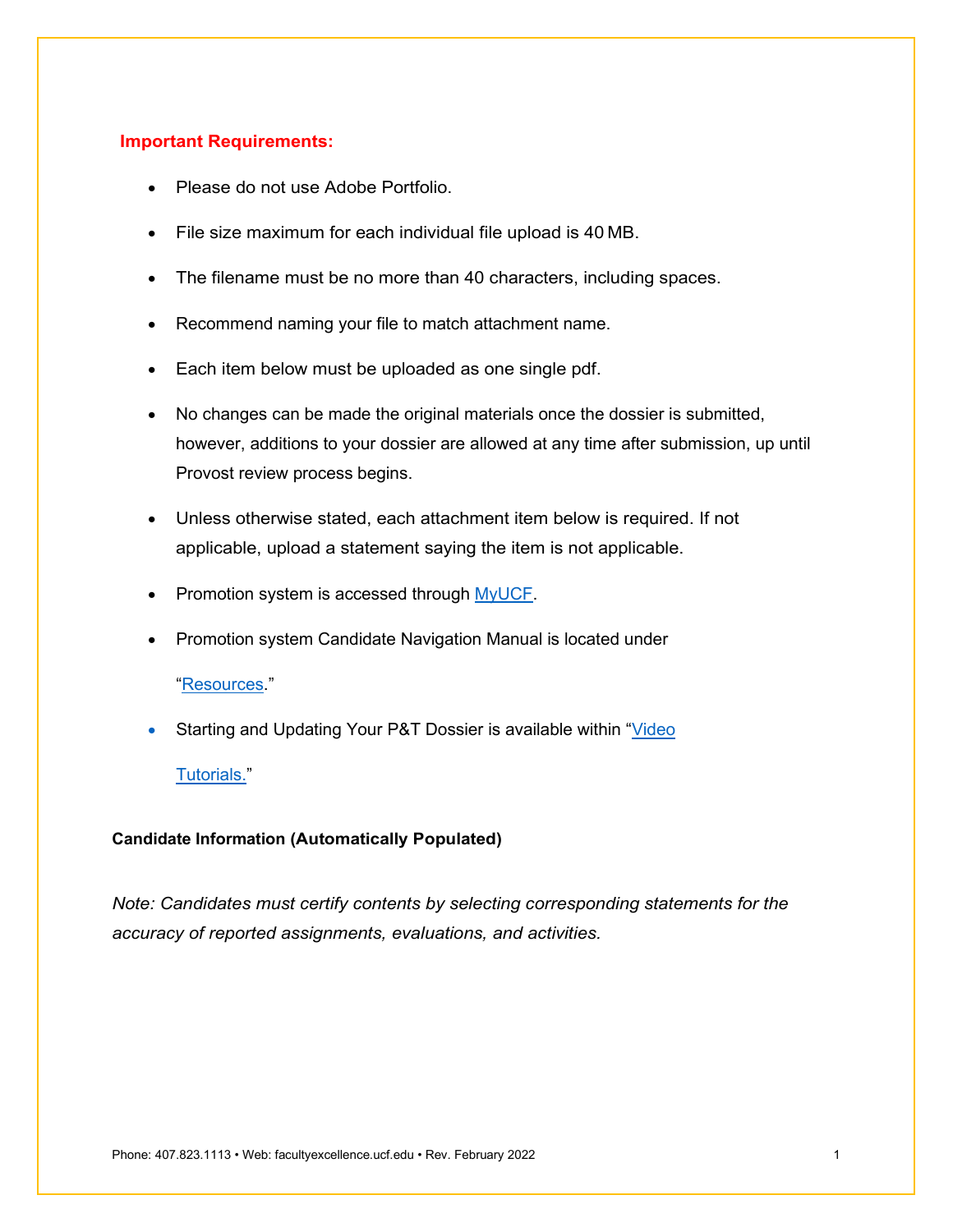**Important Requirements:**

- Please do not use Adobe Portfolio.
- File size maximum for each individual file upload is 40 MB.
- The filename must be no more than 40 characters, including spaces.
- Recommend naming your file to match attachment name.
- Each item below must be uploaded as one single pdf.
- No changes can be made the original materials once the dossier is submitted, however, additions to your dossier are allowed at any time after submission, up until Provost review process begins.
- Unless otherwise stated, each attachment item below is required. If not applicable, upload a statement saying the item is not applicable.
- Promotion system is accessed through [MyUCF](#).
- Promotion system Candidate Navigation Manual is located under "[Resources](#)."
- Starting and Updating Your P&T Dossier is available within "[Video Tutorials.](#)"

**Candidate Information (Automatically Populated)**

*Note: Candidates must certify contents by selecting corresponding statements for the accuracy of reported assignments, evaluations, and activities.*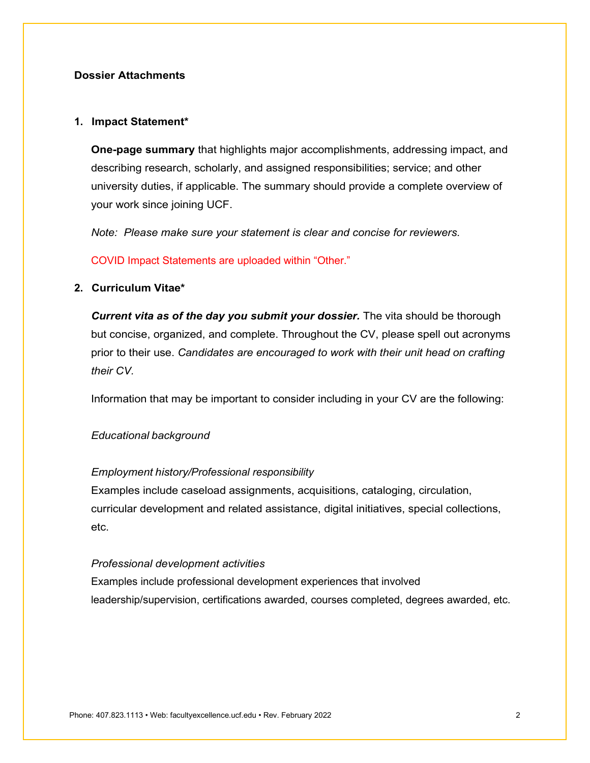## Dossier Attachments

### 1. Impact Statement*

**One-page summary** that highlights major accomplishments, addressing impact, and describing research, scholarly, and assigned responsibilities; service; and other university duties, if applicable. The summary should provide a complete overview of your work since joining UCF.

*Note: Please make sure your statement is clear and concise for reviewers.*

COVID Impact Statements are uploaded within “Other.”

### 2. Curriculum Vitae*

***Current vita as of the day you submit your dossier.*** The vita should be thorough but concise, organized, and complete. Throughout the CV, please spell out acronyms prior to their use. *Candidates are encouraged to work with their unit head on crafting their CV.*

Information that may be important to consider including in your CV are the following:

*Educational background*

*Employment history/Professional responsibility*
Examples include caseload assignments, acquisitions, cataloging, circulation, curricular development and related assistance, digital initiatives, special collections, etc.

*Professional development activities*
Examples include professional development experiences that involved leadership/supervision, certifications awarded, courses completed, degrees awarded, etc.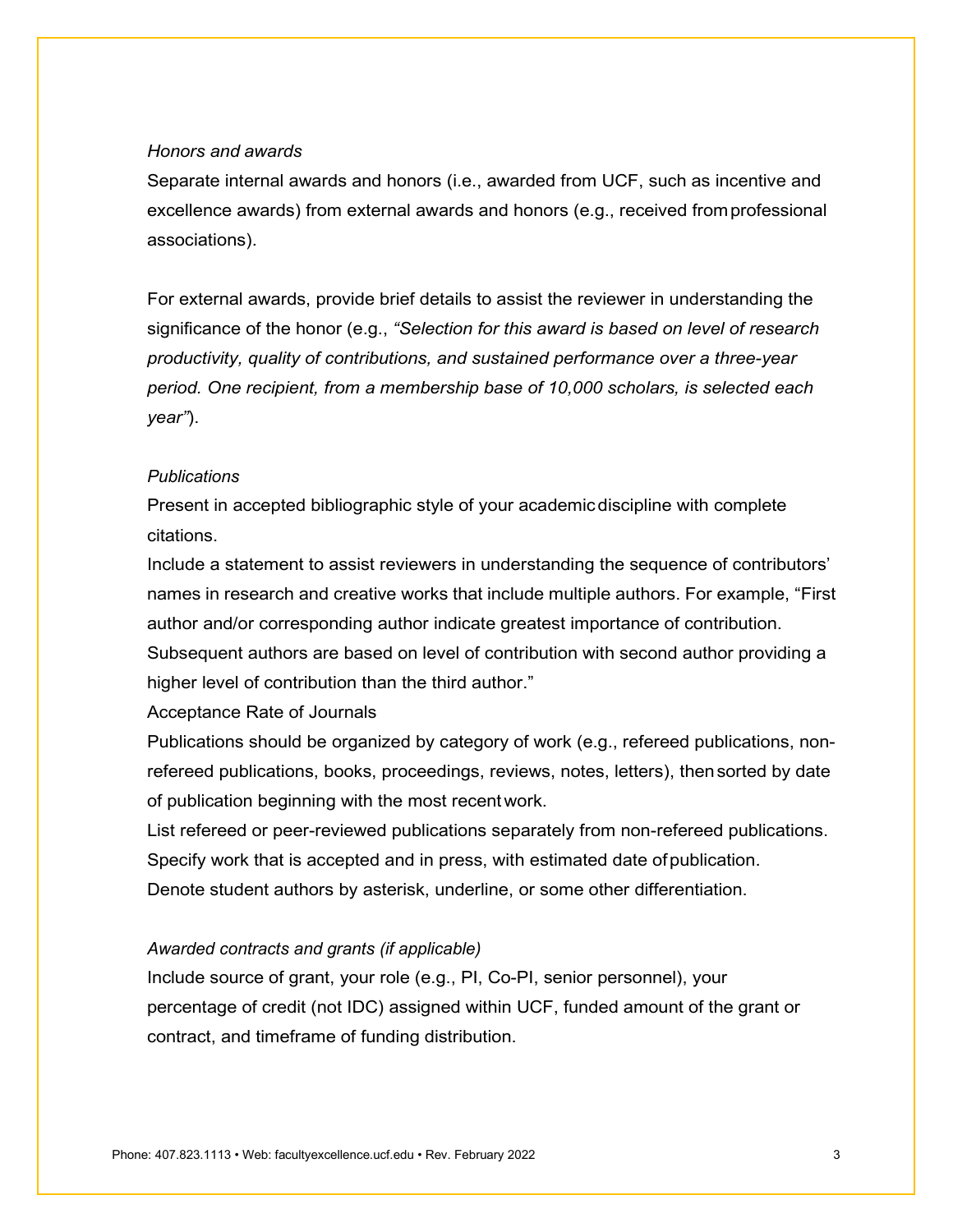*Honors and awards*

Separate internal awards and honors (i.e., awarded from UCF, such as incentive and excellence awards) from external awards and honors (e.g., received from professional associations).

For external awards, provide brief details to assist the reviewer in understanding the significance of the honor (e.g., *"Selection for this award is based on level of research productivity, quality of contributions, and sustained performance over a three-year period. One recipient, from a membership base of 10,000 scholars, is selected each year"*).

*Publications*

Present in accepted bibliographic style of your academic discipline with complete citations.

Include a statement to assist reviewers in understanding the sequence of contributors' names in research and creative works that include multiple authors. For example, "First author and/or corresponding author indicate greatest importance of contribution. Subsequent authors are based on level of contribution with second author providing a higher level of contribution than the third author."

Acceptance Rate of Journals

Publications should be organized by category of work (e.g., refereed publications, non-refereed publications, books, proceedings, reviews, notes, letters), then sorted by date of publication beginning with the most recent work.

List refereed or peer-reviewed publications separately from non-refereed publications.

Specify work that is accepted and in press, with estimated date of publication.

Denote student authors by asterisk, underline, or some other differentiation.

*Awarded contracts and grants (if applicable)*

Include source of grant, your role (e.g., PI, Co-PI, senior personnel), your percentage of credit (not IDC) assigned within UCF, funded amount of the grant or contract, and timeframe of funding distribution.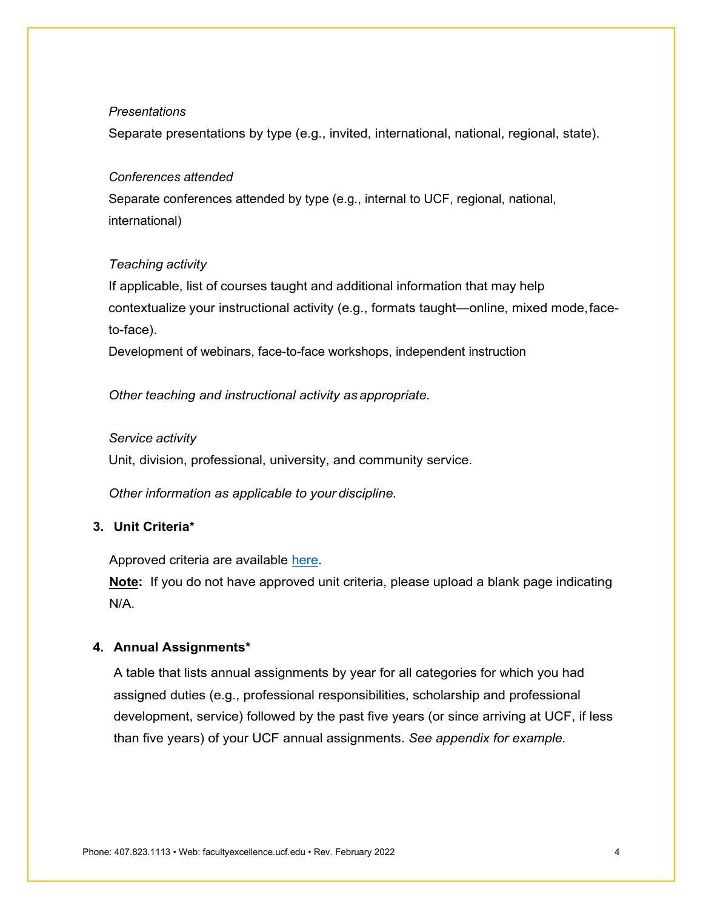*Presentations*

Separate presentations by type (e.g., invited, international, national, regional, state).

*Conferences attended*

Separate conferences attended by type (e.g., internal to UCF, regional, national, international)

*Teaching activity*

If applicable, list of courses taught and additional information that may help contextualize your instructional activity (e.g., formats taught—online, mixed mode, face-to-face).

Development of webinars, face-to-face workshops, independent instruction

*Other teaching and instructional activity as appropriate.*

*Service activity*

Unit, division, professional, university, and community service.

*Other information as applicable to your discipline.*

3. **Unit Criteria***

   Approved criteria are available here.

   **Note:** If you do not have approved unit criteria, please upload a blank page indicating N/A.

4. **Annual Assignments***

   A table that lists annual assignments by year for all categories for which you had assigned duties (e.g., professional responsibilities, scholarship and professional development, service) followed by the past five years (or since arriving at UCF, if less than five years) of your UCF annual assignments. *See appendix for example.*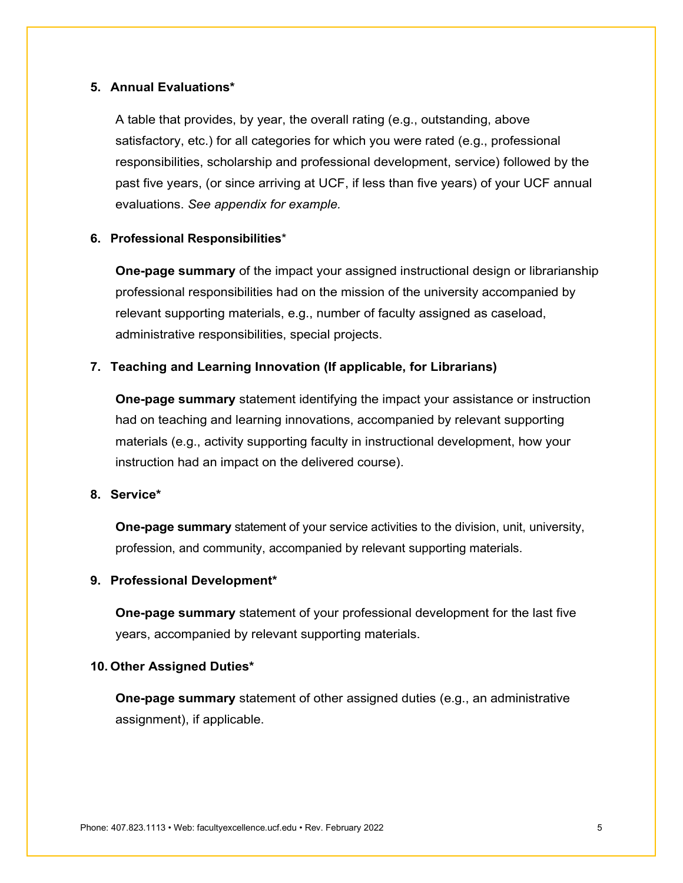**5. Annual Evaluations***

A table that provides, by year, the overall rating (e.g., outstanding, above satisfactory, etc.) for all categories for which you were rated (e.g., professional responsibilities, scholarship and professional development, service) followed by the past five years, (or since arriving at UCF, if less than five years) of your UCF annual evaluations. *See appendix for example.*

**6. Professional Responsibilities***

**One-page summary** of the impact your assigned instructional design or librarianship professional responsibilities had on the mission of the university accompanied by relevant supporting materials, e.g., number of faculty assigned as caseload, administrative responsibilities, special projects.

**7. Teaching and Learning Innovation (If applicable, for Librarians)**

**One-page summary** statement identifying the impact your assistance or instruction had on teaching and learning innovations, accompanied by relevant supporting materials (e.g., activity supporting faculty in instructional development, how your instruction had an impact on the delivered course).

**8. Service***

**One-page summary** statement of your service activities to the division, unit, university, profession, and community, accompanied by relevant supporting materials.

**9. Professional Development***

**One-page summary** statement of your professional development for the last five years, accompanied by relevant supporting materials.

**10. Other Assigned Duties***

**One-page summary** statement of other assigned duties (e.g., an administrative assignment), if applicable.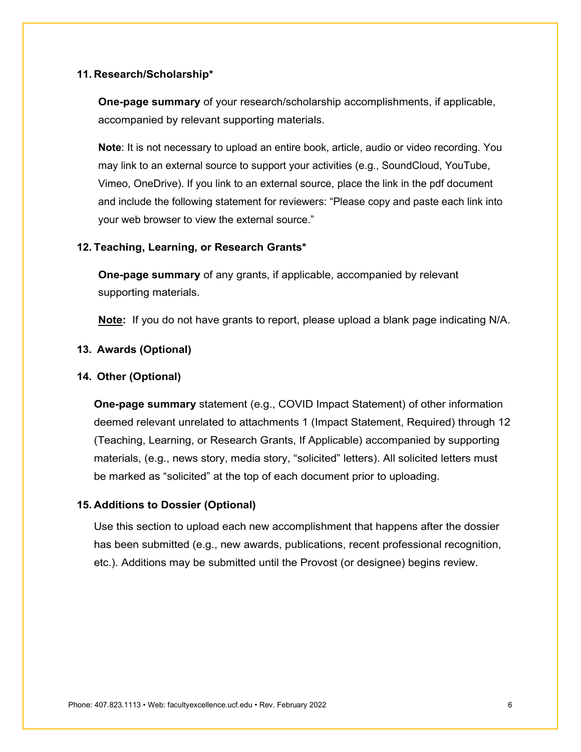**11. Research/Scholarship***

**One-page summary** of your research/scholarship accomplishments, if applicable, accompanied by relevant supporting materials.

**Note**: It is not necessary to upload an entire book, article, audio or video recording. You may link to an external source to support your activities (e.g., SoundCloud, YouTube, Vimeo, OneDrive). If you link to an external source, place the link in the pdf document and include the following statement for reviewers: “Please copy and paste each link into your web browser to view the external source.”

**12. Teaching, Learning, or Research Grants***

**One-page summary** of any grants, if applicable, accompanied by relevant supporting materials.

<u>**Note:**</u> If you do not have grants to report, please upload a blank page indicating N/A.

**13. Awards (Optional)**

**14. Other (Optional)**

**One-page summary** statement (e.g., COVID Impact Statement) of other information deemed relevant unrelated to attachments 1 (Impact Statement, Required) through 12 (Teaching, Learning, or Research Grants, If Applicable) accompanied by supporting materials, (e.g., news story, media story, “solicited” letters). All solicited letters must be marked as “solicited” at the top of each document prior to uploading.

**15. Additions to Dossier (Optional)**

Use this section to upload each new accomplishment that happens after the dossier has been submitted (e.g., new awards, publications, recent professional recognition, etc.). Additions may be submitted until the Provost (or designee) begins review.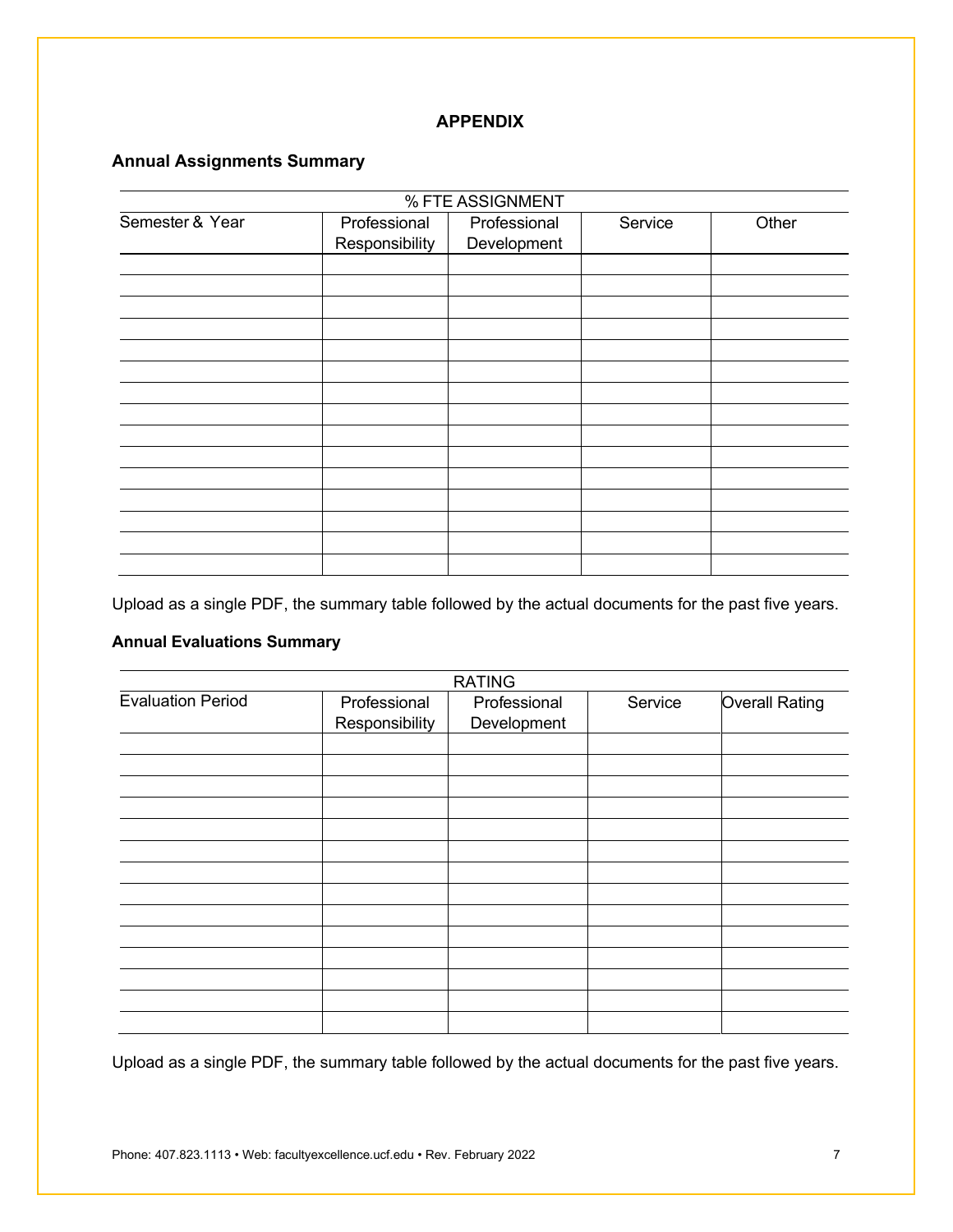# APPENDIX

## Annual Assignments Summary

| % FTE ASSIGNMENT | | | | |
|---|---|---|---|---|
| Semester & Year | Professional Responsibility | Professional Development | Service | Other |
| | | | | |
| | | | | |
| | | | | |
| | | | | |
| | | | | |
| | | | | |
| | | | | |
| | | | | |
| | | | | |
| | | | | |
| | | | | |
| | | | | |
| | | | | |
| | | | | |
| | | | | |

Upload as a single PDF, the summary table followed by the actual documents for the past five years.

## Annual Evaluations Summary

| RATING | | | | |
|---|---|---|---|---|
| Evaluation Period | Professional Responsibility | Professional Development | Service | Overall Rating |
| | | | | |
| | | | | |
| | | | | |
| | | | | |
| | | | | |
| | | | | |
| | | | | |
| | | | | |
| | | | | |
| | | | | |
| | | | | |
| | | | | |
| | | | | |
| | | | | |

Upload as a single PDF, the summary table followed by the actual documents for the past five years.